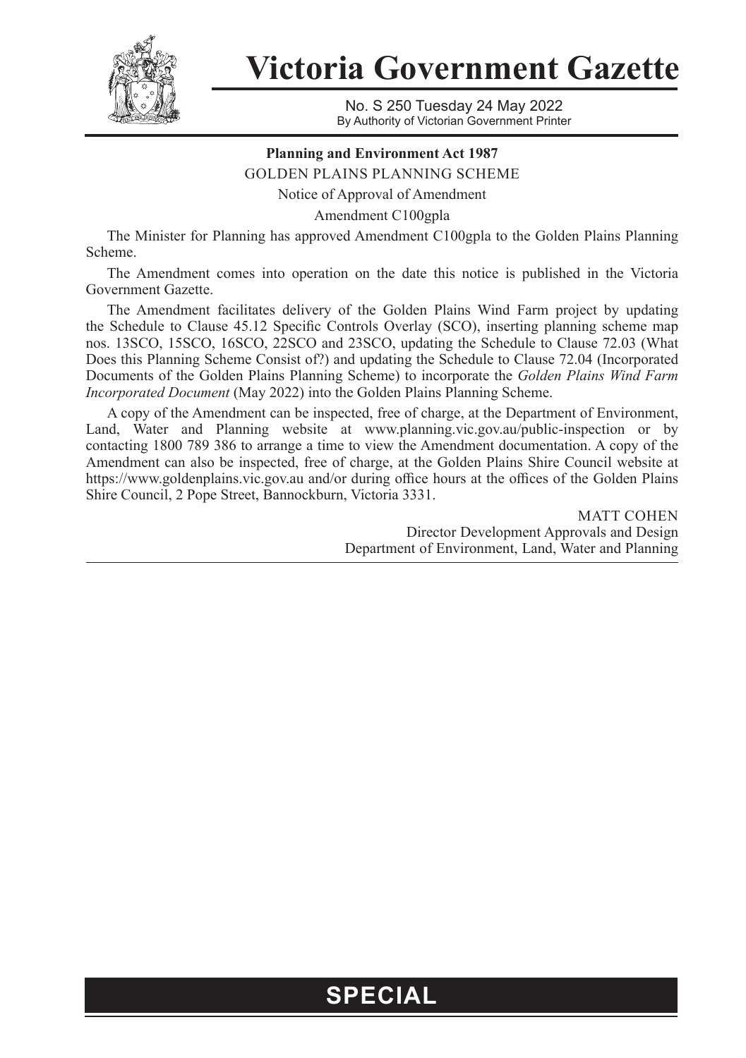# Victoria Government Gazette

No. S 250 Tuesday 24 May 2022
By Authority of Victorian Government Printer

**Planning and Environment Act 1987**

GOLDEN PLAINS PLANNING SCHEME

Notice of Approval of Amendment

Amendment C100gpla

The Minister for Planning has approved Amendment C100gpla to the Golden Plains Planning Scheme.

The Amendment comes into operation on the date this notice is published in the Victoria Government Gazette.

The Amendment facilitates delivery of the Golden Plains Wind Farm project by updating the Schedule to Clause 45.12 Specific Controls Overlay (SCO), inserting planning scheme map nos. 13SCO, 15SCO, 16SCO, 22SCO and 23SCO, updating the Schedule to Clause 72.03 (What Does this Planning Scheme Consist of?) and updating the Schedule to Clause 72.04 (Incorporated Documents of the Golden Plains Planning Scheme) to incorporate the *Golden Plains Wind Farm Incorporated Document* (May 2022) into the Golden Plains Planning Scheme.

A copy of the Amendment can be inspected, free of charge, at the Department of Environment, Land, Water and Planning website at www.planning.vic.gov.au/public-inspection or by contacting 1800 789 386 to arrange a time to view the Amendment documentation. A copy of the Amendment can also be inspected, free of charge, at the Golden Plains Shire Council website at https://www.goldenplains.vic.gov.au and/or during office hours at the offices of the Golden Plains Shire Council, 2 Pope Street, Bannockburn, Victoria 3331.

MATT COHEN
Director Development Approvals and Design
Department of Environment, Land, Water and Planning

**SPECIAL**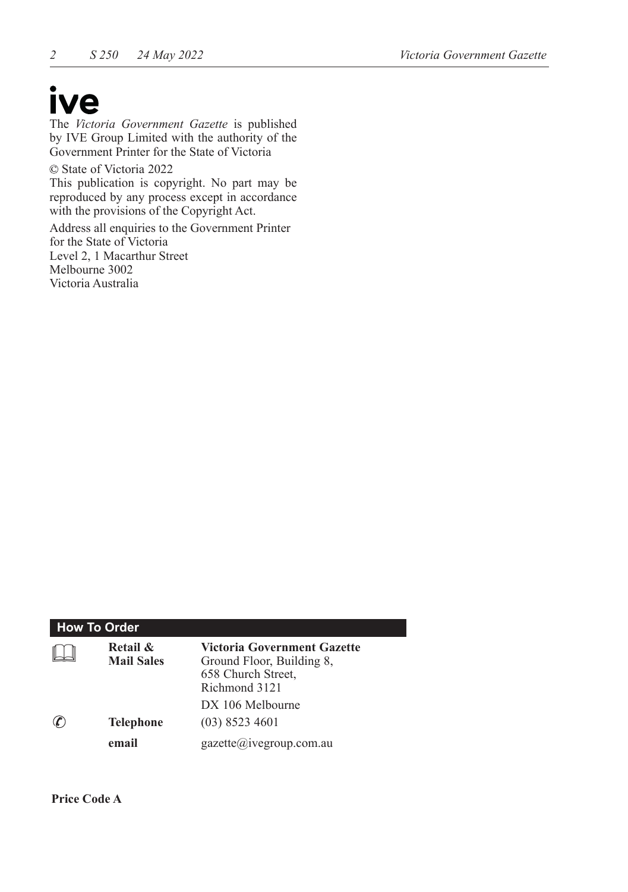ive

The *Victoria Government Gazette* is published by IVE Group Limited with the authority of the Government Printer for the State of Victoria

© State of Victoria 2022

This publication is copyright. No part may be reproduced by any process except in accordance with the provisions of the Copyright Act.

Address all enquiries to the Government Printer for the State of Victoria
Level 2, 1 Macarthur Street
Melbourne 3002
Victoria Australia

## How To Order

| | | |
|---|---|---|
| **Retail & Mail Sales** | **Victoria Government Gazette** Ground Floor, Building 8, 658 Church Street, Richmond 3121 | |
| | DX 106 Melbourne | |
| **Telephone** | (03) 8523 4601 | |
| **email** | gazette@ivegroup.com.au | |

**Price Code A**